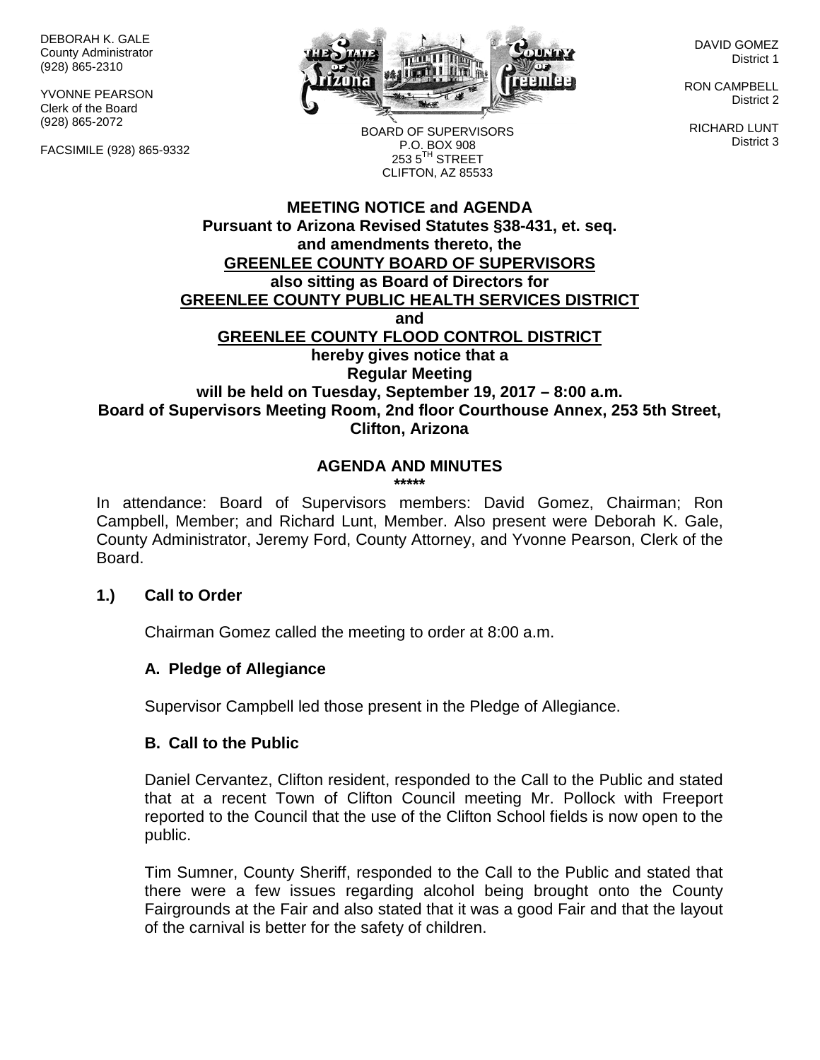DEBORAH K. GALE
County Administrator
(928) 865-2310

YVONNE PEARSON
Clerk of the Board
(928) 865-2072

FACSIMILE (928) 865-9332

BOARD OF SUPERVISORS
P.O. BOX 908
253 5TH STREET
CLIFTON, AZ 85533

DAVID GOMEZ
District 1

RON CAMPBELL
District 2

RICHARD LUNT
District 3

**MEETING NOTICE and AGENDA**
**Pursuant to Arizona Revised Statutes §38-431, et. seq.**
**and amendments thereto, the**
**GREENLEE COUNTY BOARD OF SUPERVISORS**
**also sitting as Board of Directors for**
**GREENLEE COUNTY PUBLIC HEALTH SERVICES DISTRICT**
**and**
**GREENLEE COUNTY FLOOD CONTROL DISTRICT**
**hereby gives notice that a**
**Regular Meeting**
**will be held on Tuesday, September 19, 2017 – 8:00 a.m.**
**Board of Supervisors Meeting Room, 2nd floor Courthouse Annex, 253 5th Street, Clifton, Arizona**

**AGENDA AND MINUTES**
**\*\*\*\*\***

In attendance: Board of Supervisors members: David Gomez, Chairman; Ron Campbell, Member; and Richard Lunt, Member. Also present were Deborah K. Gale, County Administrator, Jeremy Ford, County Attorney, and Yvonne Pearson, Clerk of the Board.

**1.) Call to Order**

Chairman Gomez called the meeting to order at 8:00 a.m.

**A. Pledge of Allegiance**

Supervisor Campbell led those present in the Pledge of Allegiance.

**B. Call to the Public**

Daniel Cervantez, Clifton resident, responded to the Call to the Public and stated that at a recent Town of Clifton Council meeting Mr. Pollock with Freeport reported to the Council that the use of the Clifton School fields is now open to the public.

Tim Sumner, County Sheriff, responded to the Call to the Public and stated that there were a few issues regarding alcohol being brought onto the County Fairgrounds at the Fair and also stated that it was a good Fair and that the layout of the carnival is better for the safety of children.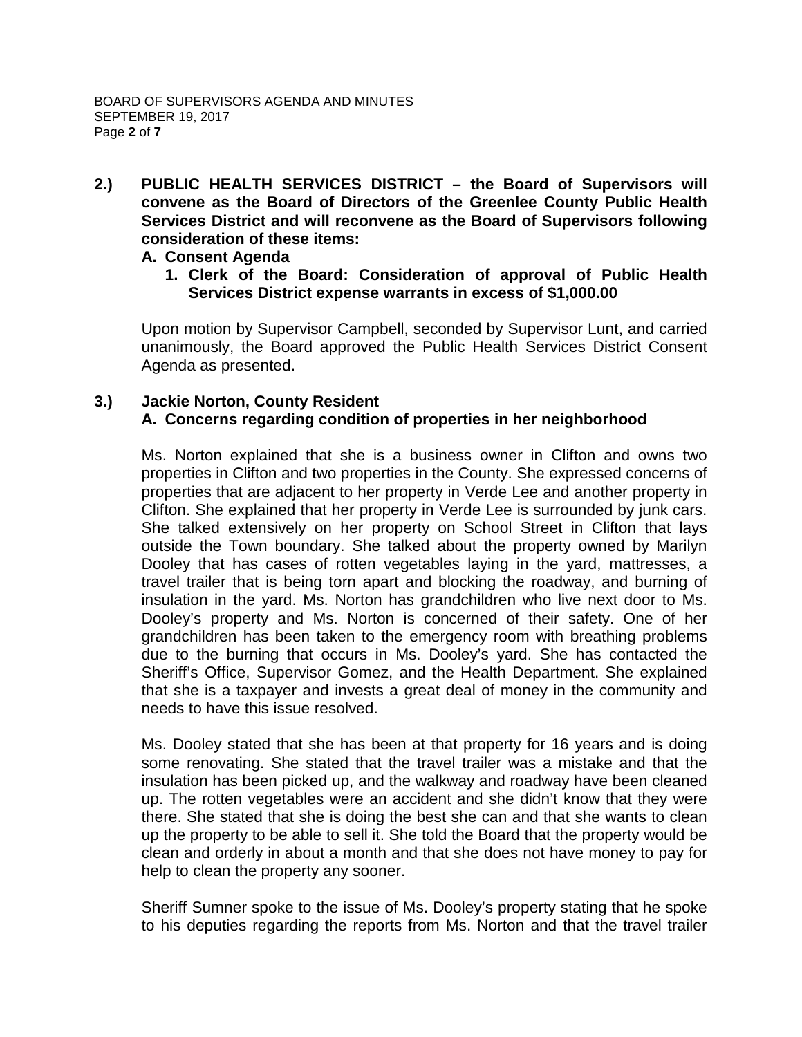**2.) PUBLIC HEALTH SERVICES DISTRICT – the Board of Supervisors will convene as the Board of Directors of the Greenlee County Public Health Services District and will reconvene as the Board of Supervisors following consideration of these items:**

**A. Consent Agenda**

**1. Clerk of the Board: Consideration of approval of Public Health Services District expense warrants in excess of $1,000.00**

Upon motion by Supervisor Campbell, seconded by Supervisor Lunt, and carried unanimously, the Board approved the Public Health Services District Consent Agenda as presented.

**3.) Jackie Norton, County Resident**

**A. Concerns regarding condition of properties in her neighborhood**

Ms. Norton explained that she is a business owner in Clifton and owns two properties in Clifton and two properties in the County. She expressed concerns of properties that are adjacent to her property in Verde Lee and another property in Clifton. She explained that her property in Verde Lee is surrounded by junk cars. She talked extensively on her property on School Street in Clifton that lays outside the Town boundary. She talked about the property owned by Marilyn Dooley that has cases of rotten vegetables laying in the yard, mattresses, a travel trailer that is being torn apart and blocking the roadway, and burning of insulation in the yard. Ms. Norton has grandchildren who live next door to Ms. Dooley's property and Ms. Norton is concerned of their safety. One of her grandchildren has been taken to the emergency room with breathing problems due to the burning that occurs in Ms. Dooley's yard. She has contacted the Sheriff's Office, Supervisor Gomez, and the Health Department. She explained that she is a taxpayer and invests a great deal of money in the community and needs to have this issue resolved.

Ms. Dooley stated that she has been at that property for 16 years and is doing some renovating. She stated that the travel trailer was a mistake and that the insulation has been picked up, and the walkway and roadway have been cleaned up. The rotten vegetables were an accident and she didn't know that they were there. She stated that she is doing the best she can and that she wants to clean up the property to be able to sell it. She told the Board that the property would be clean and orderly in about a month and that she does not have money to pay for help to clean the property any sooner.

Sheriff Sumner spoke to the issue of Ms. Dooley's property stating that he spoke to his deputies regarding the reports from Ms. Norton and that the travel trailer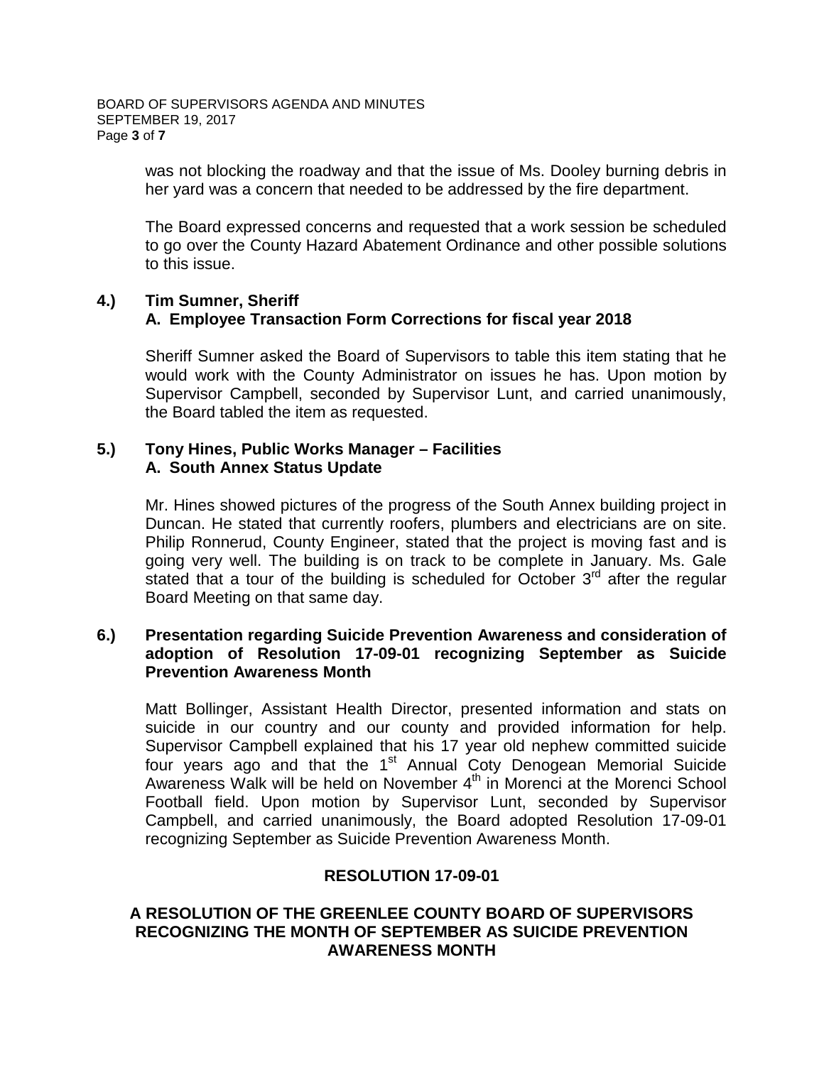was not blocking the roadway and that the issue of Ms. Dooley burning debris in her yard was a concern that needed to be addressed by the fire department.

The Board expressed concerns and requested that a work session be scheduled to go over the County Hazard Abatement Ordinance and other possible solutions to this issue.

**4.) Tim Sumner, Sheriff**
**A. Employee Transaction Form Corrections for fiscal year 2018**

Sheriff Sumner asked the Board of Supervisors to table this item stating that he would work with the County Administrator on issues he has. Upon motion by Supervisor Campbell, seconded by Supervisor Lunt, and carried unanimously, the Board tabled the item as requested.

**5.) Tony Hines, Public Works Manager – Facilities**
**A. South Annex Status Update**

Mr. Hines showed pictures of the progress of the South Annex building project in Duncan. He stated that currently roofers, plumbers and electricians are on site. Philip Ronnerud, County Engineer, stated that the project is moving fast and is going very well. The building is on track to be complete in January. Ms. Gale stated that a tour of the building is scheduled for October 3rd after the regular Board Meeting on that same day.

**6.) Presentation regarding Suicide Prevention Awareness and consideration of adoption of Resolution 17-09-01 recognizing September as Suicide Prevention Awareness Month**

Matt Bollinger, Assistant Health Director, presented information and stats on suicide in our country and our county and provided information for help. Supervisor Campbell explained that his 17 year old nephew committed suicide four years ago and that the 1st Annual Coty Denogean Memorial Suicide Awareness Walk will be held on November 4th in Morenci at the Morenci School Football field. Upon motion by Supervisor Lunt, seconded by Supervisor Campbell, and carried unanimously, the Board adopted Resolution 17-09-01 recognizing September as Suicide Prevention Awareness Month.

**RESOLUTION 17-09-01**

**A RESOLUTION OF THE GREENLEE COUNTY BOARD OF SUPERVISORS RECOGNIZING THE MONTH OF SEPTEMBER AS SUICIDE PREVENTION AWARENESS MONTH**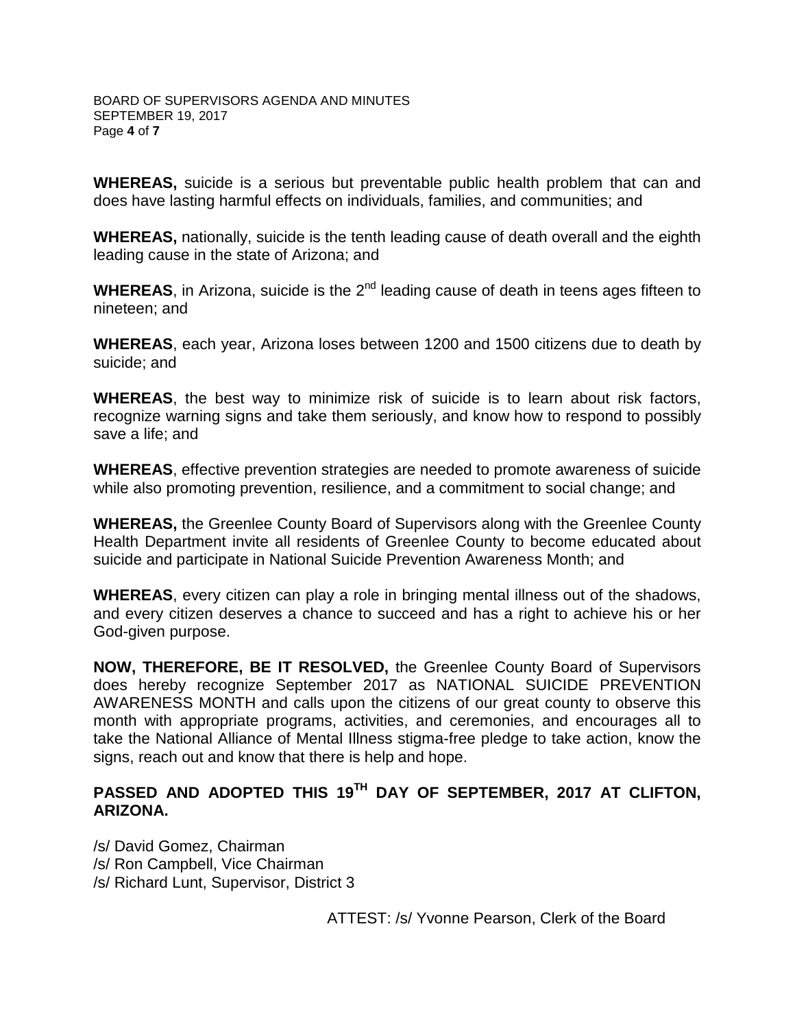**WHEREAS,** suicide is a serious but preventable public health problem that can and does have lasting harmful effects on individuals, families, and communities; and

**WHEREAS,** nationally, suicide is the tenth leading cause of death overall and the eighth leading cause in the state of Arizona; and

**WHEREAS**, in Arizona, suicide is the 2nd leading cause of death in teens ages fifteen to nineteen; and

**WHEREAS**, each year, Arizona loses between 1200 and 1500 citizens due to death by suicide; and

**WHEREAS**, the best way to minimize risk of suicide is to learn about risk factors, recognize warning signs and take them seriously, and know how to respond to possibly save a life; and

**WHEREAS**, effective prevention strategies are needed to promote awareness of suicide while also promoting prevention, resilience, and a commitment to social change; and

**WHEREAS,** the Greenlee County Board of Supervisors along with the Greenlee County Health Department invite all residents of Greenlee County to become educated about suicide and participate in National Suicide Prevention Awareness Month; and

**WHEREAS**, every citizen can play a role in bringing mental illness out of the shadows, and every citizen deserves a chance to succeed and has a right to achieve his or her God-given purpose.

**NOW, THEREFORE, BE IT RESOLVED,** the Greenlee County Board of Supervisors does hereby recognize September 2017 as NATIONAL SUICIDE PREVENTION AWARENESS MONTH and calls upon the citizens of our great county to observe this month with appropriate programs, activities, and ceremonies, and encourages all to take the National Alliance of Mental Illness stigma-free pledge to take action, know the signs, reach out and know that there is help and hope.

**PASSED AND ADOPTED THIS 19TH DAY OF SEPTEMBER, 2017 AT CLIFTON, ARIZONA.**

/s/ David Gomez, Chairman
/s/ Ron Campbell, Vice Chairman
/s/ Richard Lunt, Supervisor, District 3

ATTEST: /s/ Yvonne Pearson, Clerk of the Board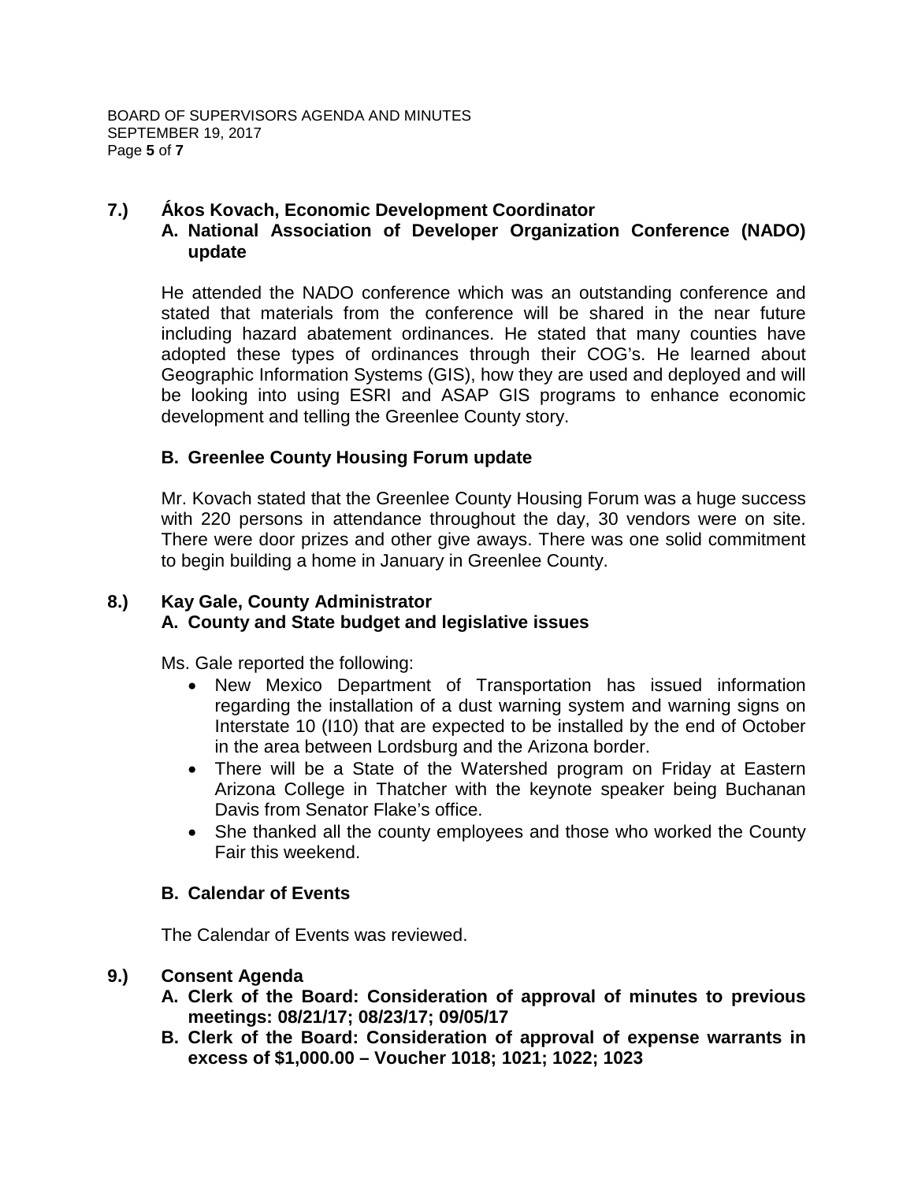**7.) Ákos Kovach, Economic Development Coordinator**

**A. National Association of Developer Organization Conference (NADO) update**

He attended the NADO conference which was an outstanding conference and stated that materials from the conference will be shared in the near future including hazard abatement ordinances. He stated that many counties have adopted these types of ordinances through their COG's. He learned about Geographic Information Systems (GIS), how they are used and deployed and will be looking into using ESRI and ASAP GIS programs to enhance economic development and telling the Greenlee County story.

**B. Greenlee County Housing Forum update**

Mr. Kovach stated that the Greenlee County Housing Forum was a huge success with 220 persons in attendance throughout the day, 30 vendors were on site. There were door prizes and other give aways. There was one solid commitment to begin building a home in January in Greenlee County.

**8.) Kay Gale, County Administrator**

**A. County and State budget and legislative issues**

Ms. Gale reported the following:

- New Mexico Department of Transportation has issued information regarding the installation of a dust warning system and warning signs on Interstate 10 (I10) that are expected to be installed by the end of October in the area between Lordsburg and the Arizona border.
- There will be a State of the Watershed program on Friday at Eastern Arizona College in Thatcher with the keynote speaker being Buchanan Davis from Senator Flake's office.
- She thanked all the county employees and those who worked the County Fair this weekend.

**B. Calendar of Events**

The Calendar of Events was reviewed.

**9.) Consent Agenda**

**A. Clerk of the Board: Consideration of approval of minutes to previous meetings: 08/21/17; 08/23/17; 09/05/17**

**B. Clerk of the Board: Consideration of approval of expense warrants in excess of $1,000.00 – Voucher 1018; 1021; 1022; 1023**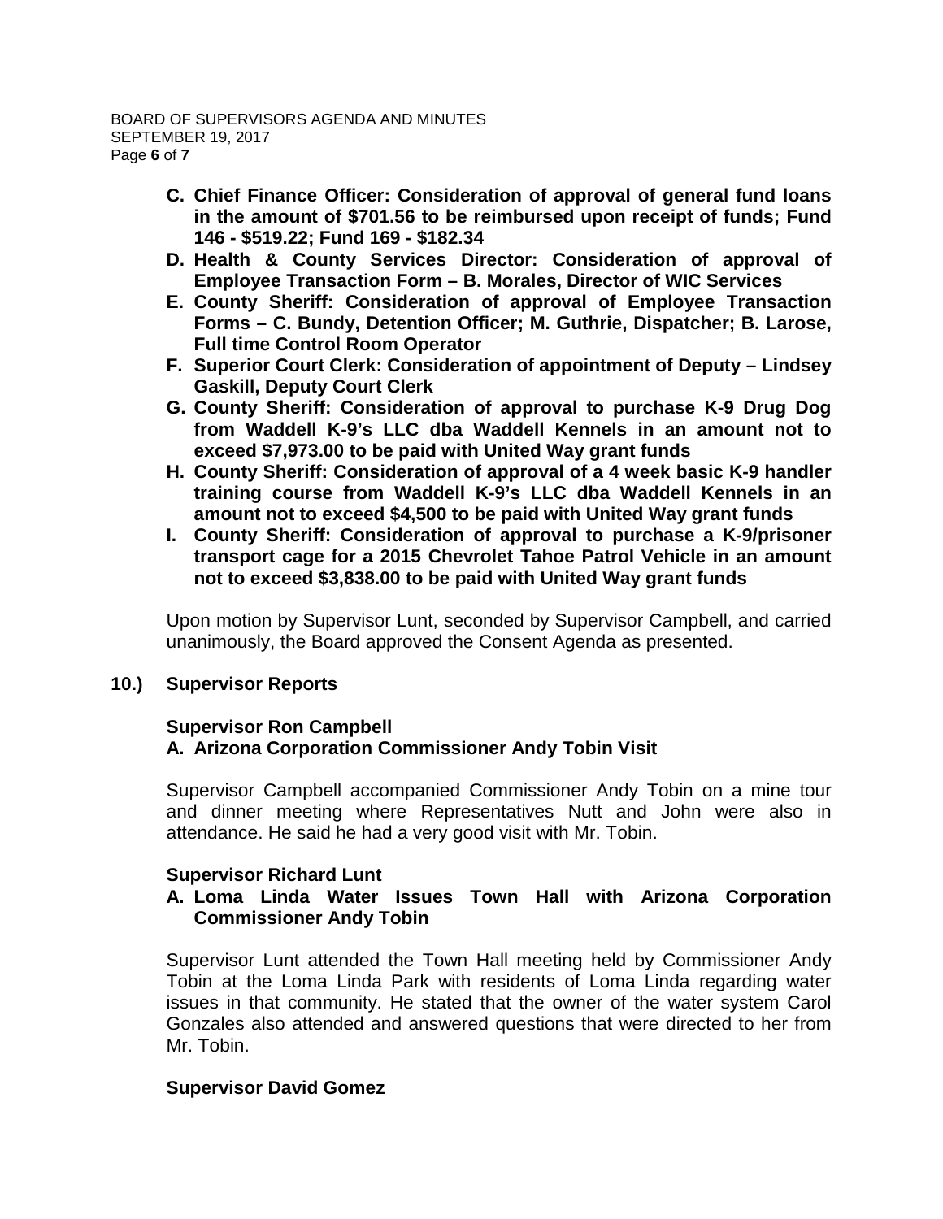**C. Chief Finance Officer: Consideration of approval of general fund loans in the amount of $701.56 to be reimbursed upon receipt of funds; Fund 146 - $519.22; Fund 169 - $182.34**

**D. Health & County Services Director: Consideration of approval of Employee Transaction Form – B. Morales, Director of WIC Services**

**E. County Sheriff: Consideration of approval of Employee Transaction Forms – C. Bundy, Detention Officer; M. Guthrie, Dispatcher; B. Larose, Full time Control Room Operator**

**F. Superior Court Clerk: Consideration of appointment of Deputy – Lindsey Gaskill, Deputy Court Clerk**

**G. County Sheriff: Consideration of approval to purchase K-9 Drug Dog from Waddell K-9's LLC dba Waddell Kennels in an amount not to exceed $7,973.00 to be paid with United Way grant funds**

**H. County Sheriff: Consideration of approval of a 4 week basic K-9 handler training course from Waddell K-9's LLC dba Waddell Kennels in an amount not to exceed $4,500 to be paid with United Way grant funds**

**I. County Sheriff: Consideration of approval to purchase a K-9/prisoner transport cage for a 2015 Chevrolet Tahoe Patrol Vehicle in an amount not to exceed $3,838.00 to be paid with United Way grant funds**

Upon motion by Supervisor Lunt, seconded by Supervisor Campbell, and carried unanimously, the Board approved the Consent Agenda as presented.

## 10.) Supervisor Reports

**Supervisor Ron Campbell**

**A. Arizona Corporation Commissioner Andy Tobin Visit**

Supervisor Campbell accompanied Commissioner Andy Tobin on a mine tour and dinner meeting where Representatives Nutt and John were also in attendance. He said he had a very good visit with Mr. Tobin.

**Supervisor Richard Lunt**

**A. Loma Linda Water Issues Town Hall with Arizona Corporation Commissioner Andy Tobin**

Supervisor Lunt attended the Town Hall meeting held by Commissioner Andy Tobin at the Loma Linda Park with residents of Loma Linda regarding water issues in that community. He stated that the owner of the water system Carol Gonzales also attended and answered questions that were directed to her from Mr. Tobin.

**Supervisor David Gomez**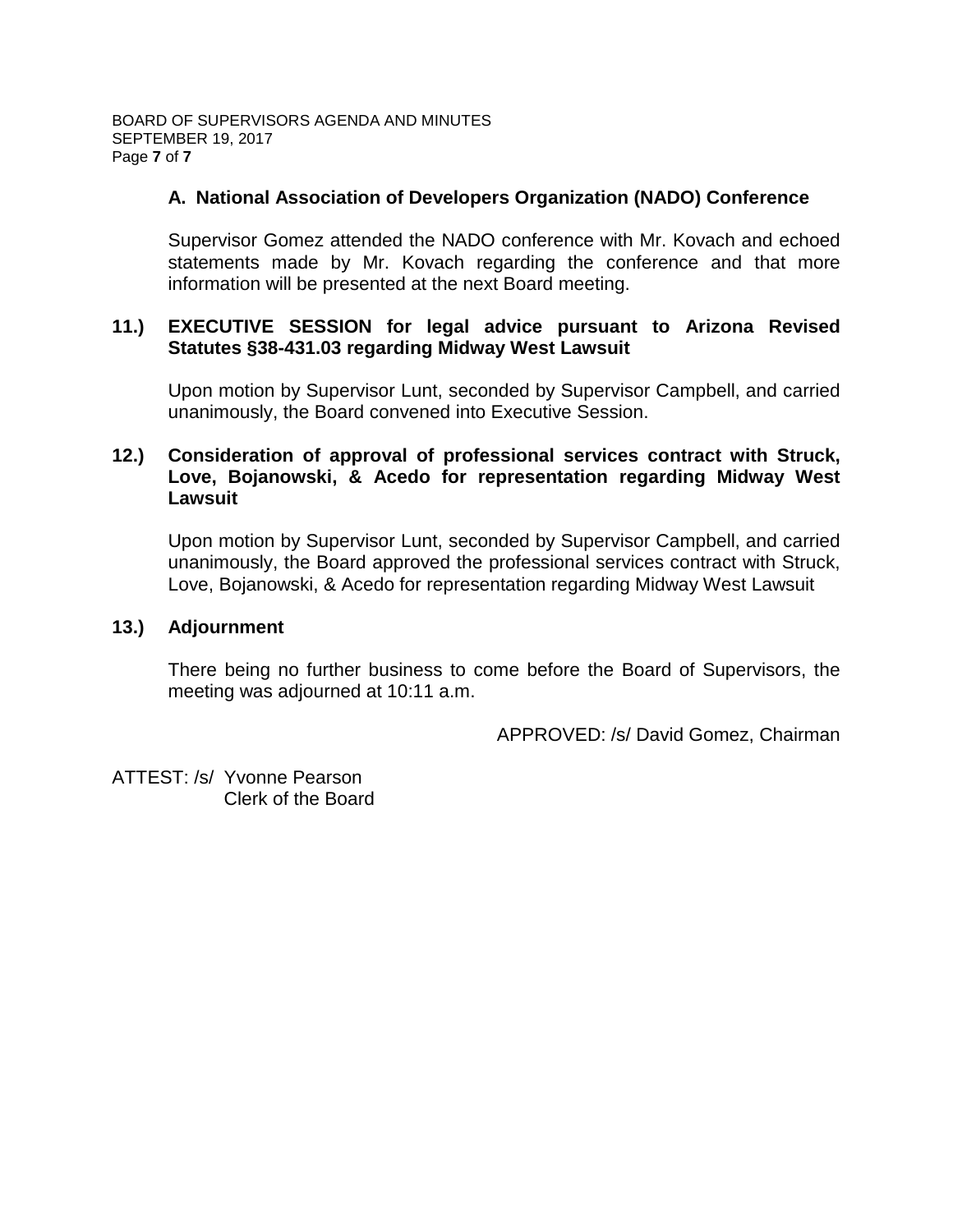**A. National Association of Developers Organization (NADO) Conference**

Supervisor Gomez attended the NADO conference with Mr. Kovach and echoed statements made by Mr. Kovach regarding the conference and that more information will be presented at the next Board meeting.

**11.) EXECUTIVE SESSION for legal advice pursuant to Arizona Revised Statutes §38-431.03 regarding Midway West Lawsuit**

Upon motion by Supervisor Lunt, seconded by Supervisor Campbell, and carried unanimously, the Board convened into Executive Session.

**12.) Consideration of approval of professional services contract with Struck, Love, Bojanowski, & Acedo for representation regarding Midway West Lawsuit**

Upon motion by Supervisor Lunt, seconded by Supervisor Campbell, and carried unanimously, the Board approved the professional services contract with Struck, Love, Bojanowski, & Acedo for representation regarding Midway West Lawsuit

**13.) Adjournment**

There being no further business to come before the Board of Supervisors, the meeting was adjourned at 10:11 a.m.

APPROVED: /s/ David Gomez, Chairman

ATTEST: /s/ Yvonne Pearson
Clerk of the Board